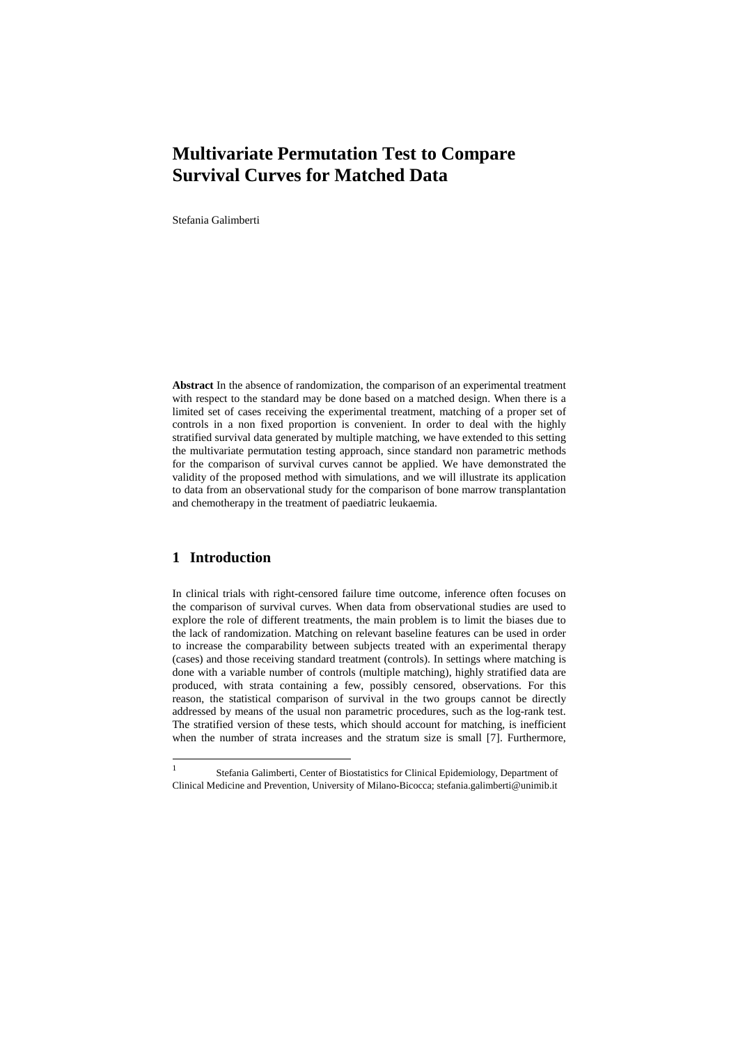# Multivariate Permutation Test to Compare Survival Curves for Matched Data

Stefania Galimberti

**Abstract** In the absence of randomization, the comparison of an experimental treatment with respect to the standard may be done based on a matched design. When there is a limited set of cases receiving the experimental treatment, matching of a proper set of controls in a non fixed proportion is convenient. In order to deal with the highly stratified survival data generated by multiple matching, we have extended to this setting the multivariate permutation testing approach, since standard non parametric methods for the comparison of survival curves cannot be applied. We have demonstrated the validity of the proposed method with simulations, and we will illustrate its application to data from an observational study for the comparison of bone marrow transplantation and chemotherapy in the treatment of paediatric leukaemia.

## 1 Introduction

In clinical trials with right-censored failure time outcome, inference often focuses on the comparison of survival curves. When data from observational studies are used to explore the role of different treatments, the main problem is to limit the biases due to the lack of randomization. Matching on relevant baseline features can be used in order to increase the comparability between subjects treated with an experimental therapy (cases) and those receiving standard treatment (controls). In settings where matching is done with a variable number of controls (multiple matching), highly stratified data are produced, with strata containing a few, possibly censored, observations. For this reason, the statistical comparison of survival in the two groups cannot be directly addressed by means of the usual non parametric procedures, such as the log-rank test. The stratified version of these tests, which should account for matching, is inefficient when the number of strata increases and the stratum size is small [7]. Furthermore,

[1] Stefania Galimberti, Center of Biostatistics for Clinical Epidemiology, Department of Clinical Medicine and Prevention, University of Milano-Bicocca; stefania.galimberti@unimib.it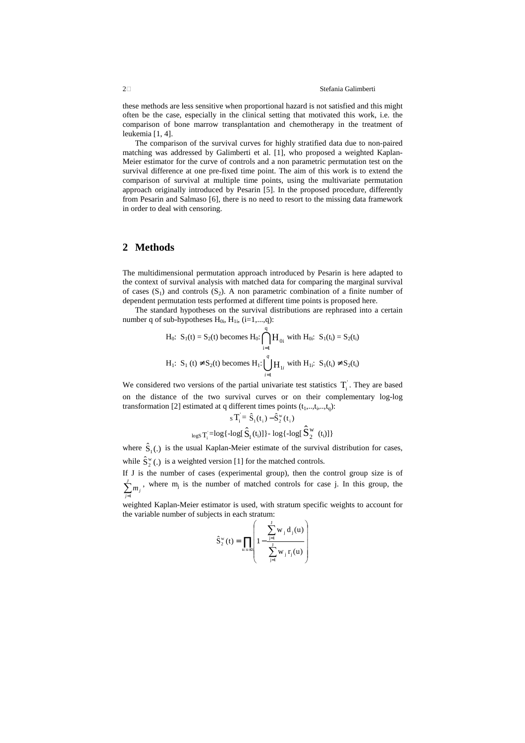these methods are less sensitive when proportional hazard is not satisfied and this might often be the case, especially in the clinical setting that motivated this work, i.e. the comparison of bone marrow transplantation and chemotherapy in the treatment of leukemia [1, 4].

The comparison of the survival curves for highly stratified data due to non-paired matching was addressed by Galimberti et al. [1], who proposed a weighted Kaplan-Meier estimator for the curve of controls and a non parametric permutation test on the survival difference at one pre-fixed time point. The aim of this work is to extend the comparison of survival at multiple time points, using the multivariate permutation approach originally introduced by Pesarin [5]. In the proposed procedure, differently from Pesarin and Salmaso [6], there is no need to resort to the missing data framework in order to deal with censoring.

## 2 Methods

The multidimensional permutation approach introduced by Pesarin is here adapted to the context of survival analysis with matched data for comparing the marginal survival of cases ($S_1$) and controls ($S_2$). A non parametric combination of a finite number of dependent permutation tests performed at different time points is proposed here.

The standard hypotheses on the survival distributions are rephrased into a certain number q of sub-hypotheses $H_{0i}$, $H_{1i}$, (i=1,...,q):

$$H_0:\ S_1(t) = S_2(t) \text{ becomes } H_0: \bigcap_{i=1}^{q} H_{0i} \text{ with } H_{0i}:\ S_1(t_i) = S_2(t_i)$$

$$H_1:\ S_1(t) \neq S_2(t) \text{ becomes } H_1: \bigcup_{i=1}^{q} H_{1i} \text{ with } H_{1i}:\ S_1(t_i) \neq S_2(t_i)$$

We considered two versions of the partial univariate test statistics $T_i^{'}$. They are based on the distance of the two survival curves or on their complementary log-log transformation [2] estimated at q different times points ($t_1$,..,$t_i$,..,$t_q$):

$${}_S T_i^{'} = \hat{S}_1(t_i) - \hat{S}_2^{w}(t_i)$$

$${}_{\log S} T_i^{'} = \log\{-\log[\hat{S}_1(t_i)]\} - \log\{-\log[\hat{S}_2^{w}(t_i)]\}$$

where $\hat{S}_1(.)$ is the usual Kaplan-Meier estimate of the survival distribution for cases, while $\hat{S}_2^{w}(.)$ is a weighted version [1] for the matched controls.

If J is the number of cases (experimental group), then the control group size is of $\sum_{j=1}^{J} m_j$, where $m_j$ is the number of matched controls for case j. In this group, the weighted Kaplan-Meier estimator is used, with stratum specific weights to account for the variable number of subjects in each stratum:

$$\hat{S}_2^{w}(t) = \prod_{u:u \le t} \left( 1 - \frac{\sum_{j=1}^{J} w_j d_j(u)}{\sum_{j=1}^{J} w_j r_j(u)} \right)$$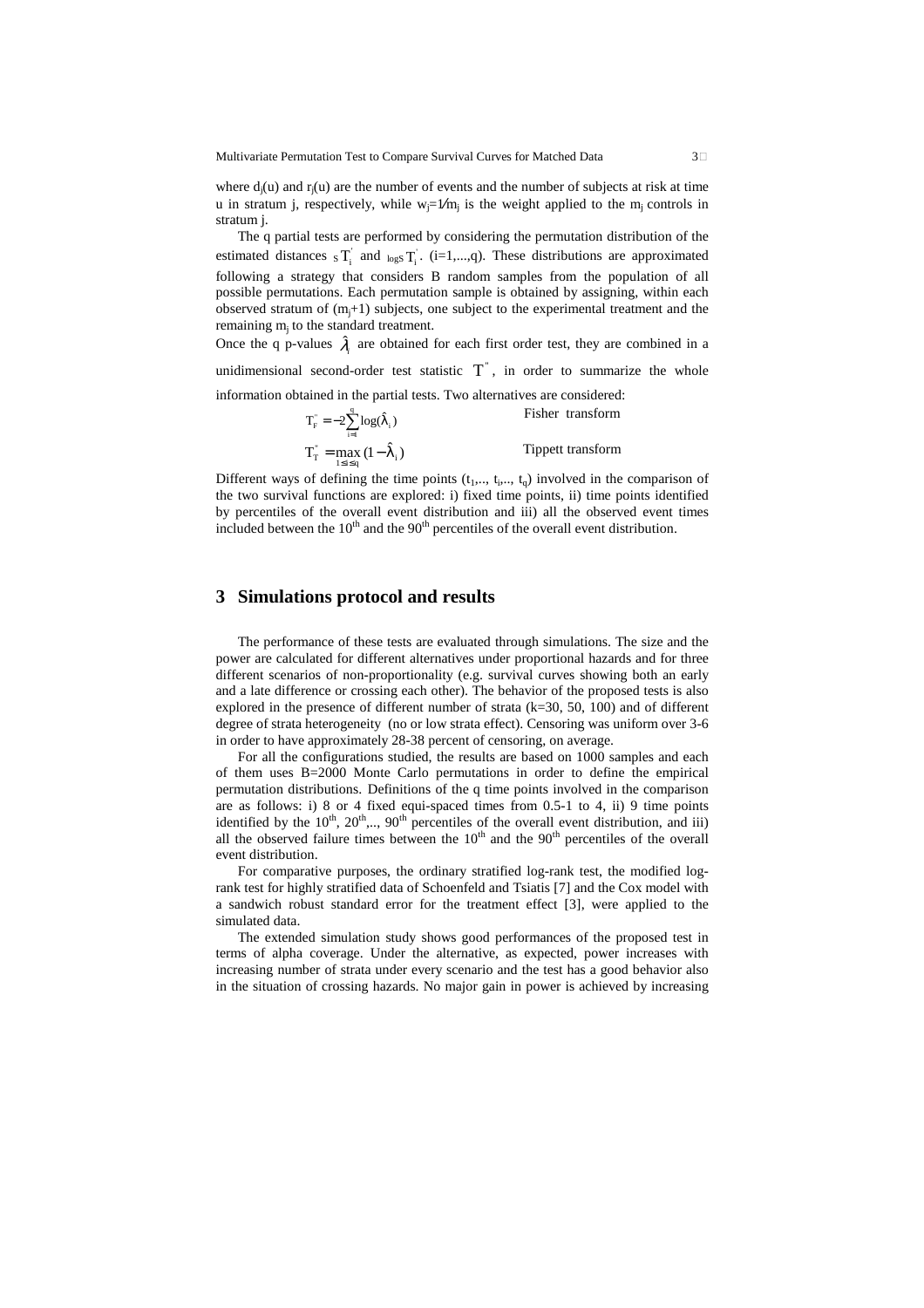where $d_j(u)$ and $r_j(u)$ are the number of events and the number of subjects at risk at time u in stratum j, respectively, while $w_j=1/m_j$ is the weight applied to the $m_j$ controls in stratum j.

The q partial tests are performed by considering the permutation distribution of the estimated distances ${}_{S}T_i^{'}$ and ${}_{\log S}T_i^{'}$. (i=1,...,q). These distributions are approximated following a strategy that considers B random samples from the population of all possible permutations. Each permutation sample is obtained by assigning, within each observed stratum of $(m_j+1)$ subjects, one subject to the experimental treatment and the remaining $m_j$ to the standard treatment.

Once the q p-values $\hat{\lambda}_i$ are obtained for each first order test, they are combined in a unidimensional second-order test statistic $T^{''}$, in order to summarize the whole information obtained in the partial tests. Two alternatives are considered:

$$T_F^{''} = -2\sum_{i=1}^{q}\log(\hat{\lambda}_i) \qquad \text{Fisher transform}$$

$$T_T^{''} = \max_{1\le i\le q}(1-\hat{\lambda}_i) \qquad \text{Tippett transform}$$

Different ways of defining the time points ($t_1$,.., $t_i$,.., $t_q$) involved in the comparison of the two survival functions are explored: i) fixed time points, ii) time points identified by percentiles of the overall event distribution and iii) all the observed event times included between the $10^{th}$ and the $90^{th}$ percentiles of the overall event distribution.

## 3 Simulations protocol and results

The performance of these tests are evaluated through simulations. The size and the power are calculated for different alternatives under proportional hazards and for three different scenarios of non-proportionality (e.g. survival curves showing both an early and a late difference or crossing each other). The behavior of the proposed tests is also explored in the presence of different number of strata (k=30, 50, 100) and of different degree of strata heterogeneity (no or low strata effect). Censoring was uniform over 3-6 in order to have approximately 28-38 percent of censoring, on average.

For all the configurations studied, the results are based on 1000 samples and each of them uses B=2000 Monte Carlo permutations in order to define the empirical permutation distributions. Definitions of the q time points involved in the comparison are as follows: i) 8 or 4 fixed equi-spaced times from 0.5-1 to 4, ii) 9 time points identified by the $10^{th}$, $20^{th}$,.., $90^{th}$ percentiles of the overall event distribution, and iii) all the observed failure times between the $10^{th}$ and the $90^{th}$ percentiles of the overall event distribution.

For comparative purposes, the ordinary stratified log-rank test, the modified log-rank test for highly stratified data of Schoenfeld and Tsiatis [7] and the Cox model with a sandwich robust standard error for the treatment effect [3], were applied to the simulated data.

The extended simulation study shows good performances of the proposed test in terms of alpha coverage. Under the alternative, as expected, power increases with increasing number of strata under every scenario and the test has a good behavior also in the situation of crossing hazards. No major gain in power is achieved by increasing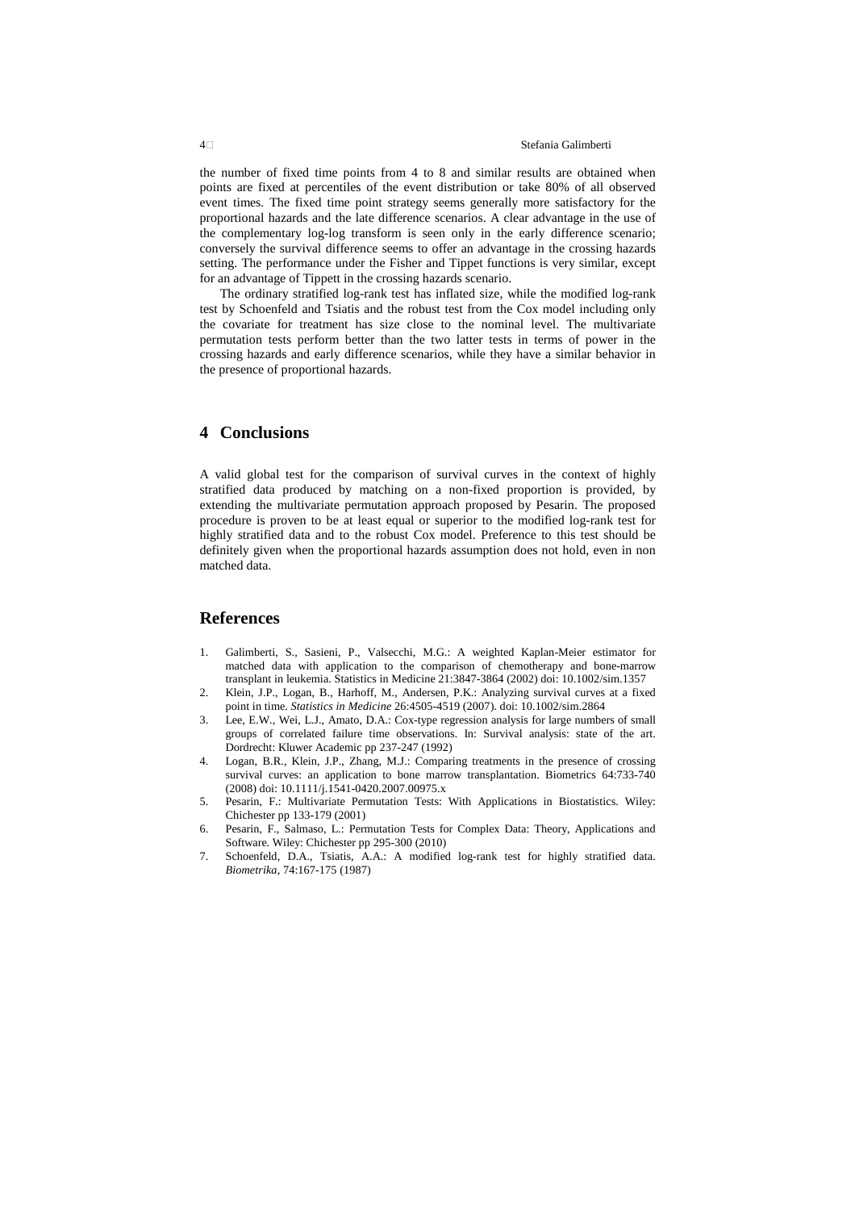the number of fixed time points from 4 to 8 and similar results are obtained when points are fixed at percentiles of the event distribution or take 80% of all observed event times. The fixed time point strategy seems generally more satisfactory for the proportional hazards and the late difference scenarios. A clear advantage in the use of the complementary log-log transform is seen only in the early difference scenario; conversely the survival difference seems to offer an advantage in the crossing hazards setting. The performance under the Fisher and Tippet functions is very similar, except for an advantage of Tippett in the crossing hazards scenario.

The ordinary stratified log-rank test has inflated size, while the modified log-rank test by Schoenfeld and Tsiatis and the robust test from the Cox model including only the covariate for treatment has size close to the nominal level. The multivariate permutation tests perform better than the two latter tests in terms of power in the crossing hazards and early difference scenarios, while they have a similar behavior in the presence of proportional hazards.

## 4 Conclusions

A valid global test for the comparison of survival curves in the context of highly stratified data produced by matching on a non-fixed proportion is provided, by extending the multivariate permutation approach proposed by Pesarin. The proposed procedure is proven to be at least equal or superior to the modified log-rank test for highly stratified data and to the robust Cox model. Preference to this test should be definitely given when the proportional hazards assumption does not hold, even in non matched data.

## References

1. Galimberti, S., Sasieni, P., Valsecchi, M.G.: A weighted Kaplan-Meier estimator for matched data with application to the comparison of chemotherapy and bone-marrow transplant in leukemia. Statistics in Medicine 21:3847-3864 (2002) doi: 10.1002/sim.1357
2. Klein, J.P., Logan, B., Harhoff, M., Andersen, P.K.: Analyzing survival curves at a fixed point in time. *Statistics in Medicine* 26:4505-4519 (2007). doi: 10.1002/sim.2864
3. Lee, E.W., Wei, L.J., Amato, D.A.: Cox-type regression analysis for large numbers of small groups of correlated failure time observations. In: Survival analysis: state of the art. Dordrecht: Kluwer Academic pp 237-247 (1992)
4. Logan, B.R., Klein, J.P., Zhang, M.J.: Comparing treatments in the presence of crossing survival curves: an application to bone marrow transplantation. Biometrics 64:733-740 (2008) doi: 10.1111/j.1541-0420.2007.00975.x
5. Pesarin, F.: Multivariate Permutation Tests: With Applications in Biostatistics. Wiley: Chichester pp 133-179 (2001)
6. Pesarin, F., Salmaso, L.: Permutation Tests for Complex Data: Theory, Applications and Software. Wiley: Chichester pp 295-300 (2010)
7. Schoenfeld, D.A., Tsiatis, A.A.: A modified log-rank test for highly stratified data. *Biometrika*, 74:167-175 (1987)